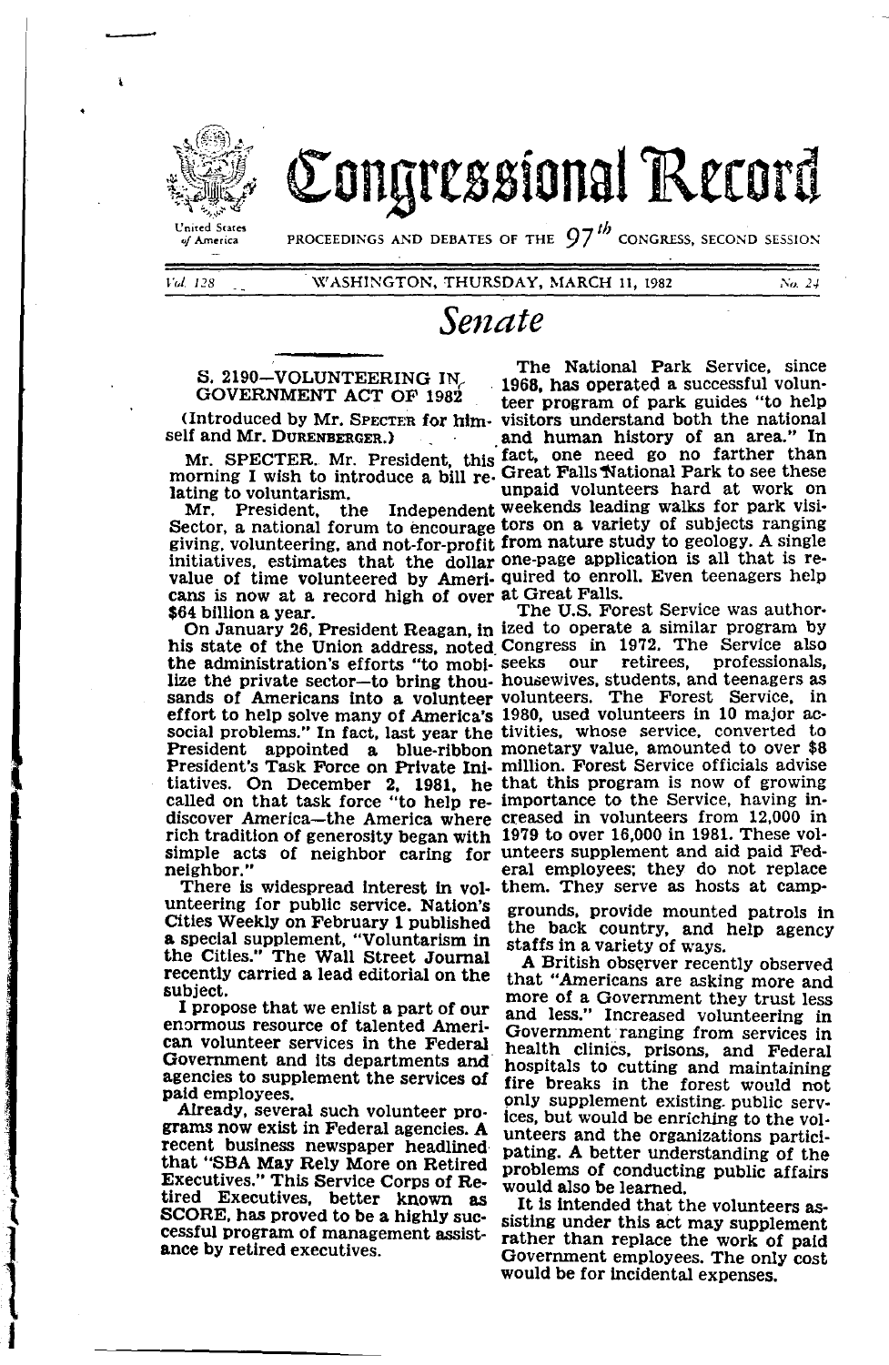# Congressional Record

United States of America

PROCEEDINGS AND DEBATES OF THE 97th CONGRESS, SECOND SESSION

Vol. 128 WASHINGTON, THURSDAY, MARCH 11, 1982 No. 24

## Senate

### S. 2190—VOLUNTEERING IN GOVERNMENT ACT OF 1982

(Introduced by Mr. SPECTER for himself and Mr. DURENBERGER.)

Mr. SPECTER. Mr. President, this morning I wish to introduce a bill relating to voluntarism.

Mr. President, the Independent Sector, a national forum to encourage giving, volunteering, and not-for-profit initiatives, estimates that the dollar value of time volunteered by Americans is now at a record high of over $64 billion a year.

On January 26, President Reagan, in his state of the Union address, noted the administration's efforts "to mobilize the private sector—to bring thousands of Americans into a volunteer effort to help solve many of America's social problems." In fact, last year the President appointed a blue-ribbon President's Task Force on Private Initiatives. On December 2, 1981, he called on that task force "to help rediscover America—the America where rich tradition of generosity began with simple acts of neighbor caring for neighbor."

There is widespread interest in volunteering for public service. Nation's Cities Weekly on February 1 published a special supplement, "Voluntarism in the Cities." The Wall Street Journal recently carried a lead editorial on the subject.

I propose that we enlist a part of our enormous resource of talented American volunteer services in the Federal Government and its departments and agencies to supplement the services of paid employees.

Already, several such volunteer programs now exist in Federal agencies. A recent business newspaper headlined that "SBA May Rely More on Retired Executives." This Service Corps of Retired Executives, better known as SCORE, has proved to be a highly successful program of management assistance by retired executives.

The National Park Service, since 1968, has operated a successful volunteer program of park guides "to help visitors understand both the national and human history of an area." In fact, one need go no farther than Great Falls National Park to see these unpaid volunteers hard at work on weekends leading walks for park visitors on a variety of subjects ranging from nature study to geology. A single one-page application is all that is required to enroll. Even teenagers help at Great Falls.

The U.S. Forest Service was authorized to operate a similar program by Congress in 1972. The Service also seeks our retirees, professionals, housewives, students, and teenagers as volunteers. The Forest Service, in 1980, used volunteers in 10 major activities, whose service, converted to monetary value, amounted to over $8 million. Forest Service officials advise that this program is now of growing importance to the Service, having increased in volunteers from 12,000 in 1979 to over 16,000 in 1981. These volunteers supplement and aid paid Federal employees; they do not replace them. They serve as hosts at campgrounds, provide mounted patrols in the back country, and help agency staffs in a variety of ways.

A British observer recently observed that "Americans are asking more and more of a Government they trust less and less." Increased volunteering in Government ranging from services in health clinics, prisons, and Federal hospitals to cutting and maintaining fire breaks in the forest would not only supplement existing public services, but would be enriching to the volunteers and the organizations participating. A better understanding of the problems of conducting public affairs would also be learned.

It is intended that the volunteers assisting under this act may supplement rather than replace the work of paid Government employees. The only cost would be for incidental expenses.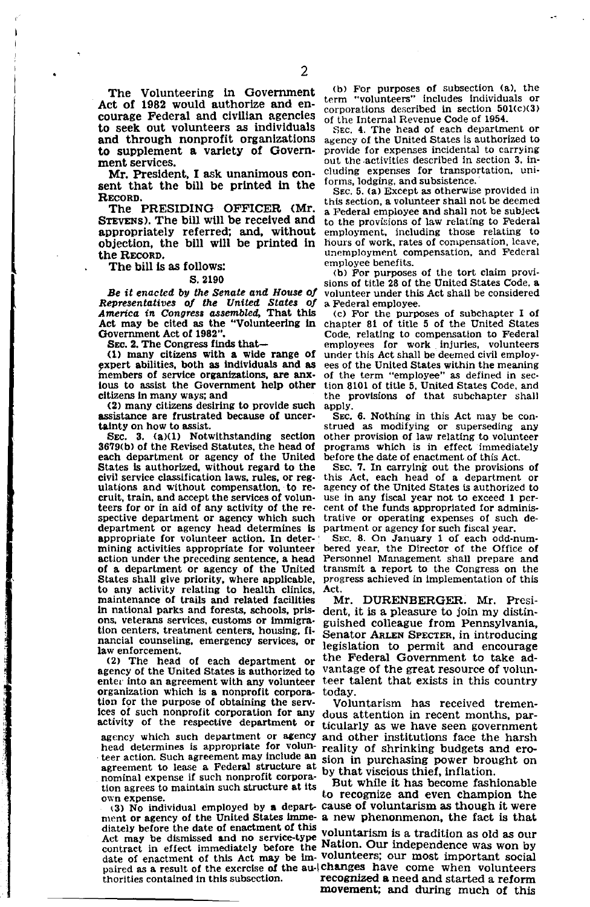The Volunteering in Government Act of 1982 would authorize and encourage Federal and civilian agencies to seek out volunteers as individuals and through nonprofit organizations to supplement a variety of Government services.

Mr. President, I ask unanimous consent that the bill be printed in the RECORD.

The PRESIDING OFFICER (Mr. STEVENS). The bill will be received and appropriately referred; and, without objection, the bill will be printed in the RECORD.

The bill is as follows:

S. 2190

*Be it enacted by the Senate and House of Representatives of the United States of America in Congress assembled,* That this Act may be cited as the "Volunteering in Government Act of 1982".

SEC. 2. The Congress finds that—

(1) many citizens with a wide range of expert abilities, both as individuals and as members of service organizations, are anxious to assist the Government help other citizens in many ways; and

(2) many citizens desiring to provide such assistance are frustrated because of uncertainty on how to assist.

SEC. 3. (a)(1) Notwithstanding section 3679(b) of the Revised Statutes, the head of each department or agency of the United States is authorized, without regard to the civil service classification laws, rules, or regulations and without compensation, to recruit, train, and accept the services of volunteers for or in aid of any activity of the respective department or agency which such department or agency head determines is appropriate for volunteer action. In determining activities appropriate for volunteer action under the preceding sentence, a head of a department or agency of the United States shall give priority, where applicable, to any activity relating to health clinics, maintenance of trails and related facilities in national parks and forests, schools, prisons, veterans services, customs or immigration centers, treatment centers, housing, financial counseling, emergency services, or law enforcement.

(2) The head of each department or agency of the United States is authorized to enter into an agreement with any volunteer organization which is a nonprofit corporation for the purpose of obtaining the services of such nonprofit corporation for any activity of the respective department or agency which such department or agency head determines is appropriate for volunteer action. Such agreement may include an agreement to lease a Federal structure at nominal expense if such nonprofit corporation agrees to maintain such structure at its own expense.

(3) No individual employed by a department or agency of the United States immediately before the date of enactment of this Act may be dismissed and no service-type contract in effect immediately before the date of enactment of this Act may be impaired as a result of the exercise of the authorities contained in this subsection.

(b) For purposes of subsection (a), the term "volunteers" includes individuals or corporations described in section 501(c)(3) of the Internal Revenue Code of 1954.

SEC. 4. The head of each department or agency of the United States is authorized to provide for expenses incidental to carrying out the activities described in section 3, including expenses for transportation, uniforms, lodging, and subsistence.

SEC. 5. (a) Except as otherwise provided in this section, a volunteer shall not be deemed a Federal employee and shall not be subject to the provisions of law relating to Federal employment, including those relating to hours of work, rates of compensation, leave, unemployment compensation, and Federal employee benefits.

(b) For purposes of the tort claim provisions of title 28 of the United States Code, a volunteer under this Act shall be considered a Federal employee.

(c) For the purposes of subchapter I of chapter 81 of title 5 of the United States Code, relating to compensation to Federal employees for work injuries, volunteers under this Act shall be deemed civil employees of the United States within the meaning of the term "employee" as defined in section 8101 of title 5, United States Code, and the provisions of that subchapter shall apply.

SEC. 6. Nothing in this Act may be construed as modifying or superseding any other provision of law relating to volunteer programs which is in effect immediately before the date of enactment of this Act.

SEC. 7. In carrying out the provisions of this Act, each head of a department or agency of the United States is authorized to use in any fiscal year not to exceed 1 percent of the funds appropriated for administrative or operating expenses of such department or agency for such fiscal year.

SEC. 8. On January 1 of each odd-numbered year, the Director of the Office of Personnel Management shall prepare and transmit a report to the Congress on the progress achieved in implementation of this Act.

Mr. DURENBERGER. Mr. President, it is a pleasure to join my distinguished colleague from Pennsylvania, Senator ARLEN SPECTER, in introducing legislation to permit and encourage the Federal Government to take advantage of the great resource of volunteer talent that exists in this country today.

Voluntarism has received tremendous attention in recent months, particularly as we have seen government and other institutions face the harsh reality of shrinking budgets and erosion in purchasing power brought on by that viscious thief, inflation.

But while it has become fashionable to recognize and even champion the cause of voluntarism as though it were a new phenonmenon, the fact is that voluntarism is a tradition as old as our Nation. Our independence was won by volunteers; our most important social changes have come when volunteers recognized a need and started a reform movement; and during much of this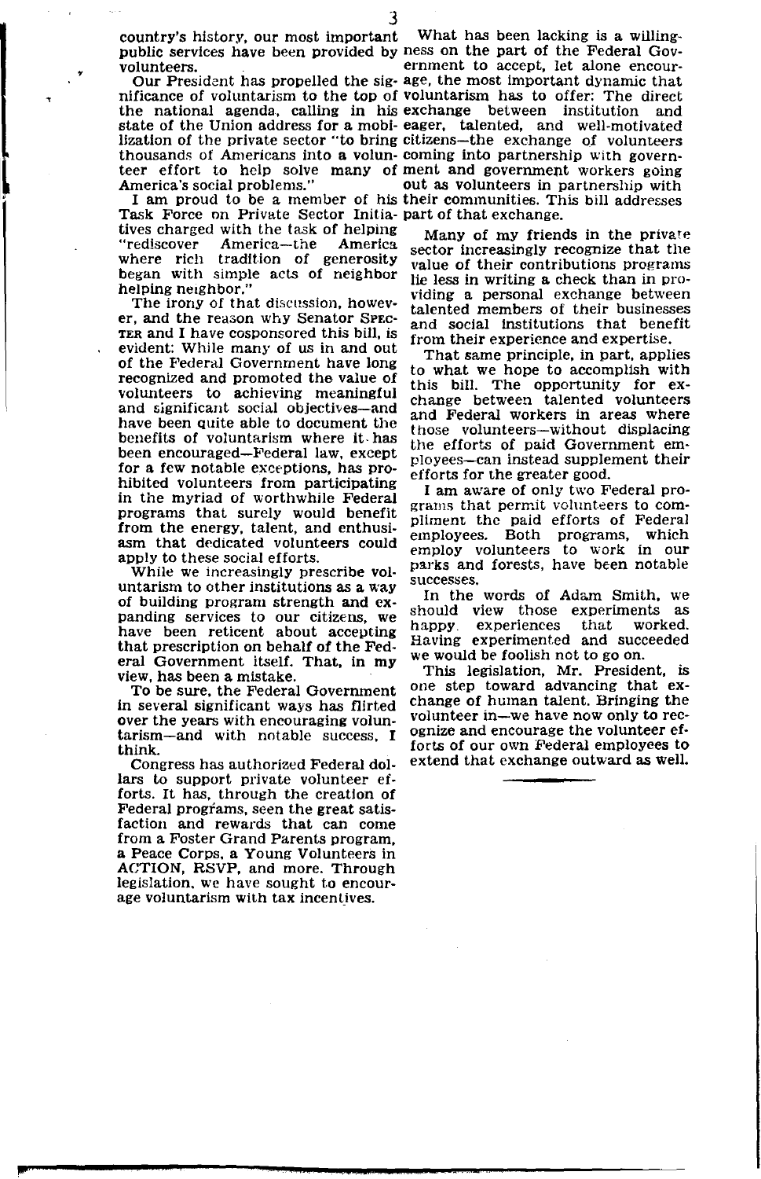country's history, our most important public services have been provided by volunteers.

Our President has propelled the significance of voluntarism to the top of the national agenda, calling in his state of the Union address for a mobilization of the private sector "to bring thousands of Americans into a volunteer effort to help solve many of America's social problems."

I am proud to be a member of his Task Force on Private Sector Initiatives charged with the task of helping "rediscover America—the America where rich tradition of generosity began with simple acts of neighbor helping neighbor."

The irony of that discussion, however, and the reason why Senator SPECTER and I have cosponsored this bill, is evident: While many of us in and out of the Federal Government have long recognized and promoted the value of volunteers to achieving meaningful and significant social objectives—and have been quite able to document the benefits of voluntarism where it has been encouraged—Federal law, except for a few notable exceptions, has prohibited volunteers from participating in the myriad of worthwhile Federal programs that surely would benefit from the energy, talent, and enthusiasm that dedicated volunteers could apply to these social efforts.

While we increasingly prescribe voluntarism to other institutions as a way of building program strength and expanding services to our citizens, we have been reticent about accepting that prescription on behalf of the Federal Government itself. That, in my view, has been a mistake.

To be sure, the Federal Government in several significant ways has flirted over the years with encouraging voluntarism—and with notable success, I think.

Congress has authorized Federal dollars to support private volunteer efforts. It has, through the creation of Federal programs, seen the great satisfaction and rewards that can come from a Foster Grand Parents program, a Peace Corps, a Young Volunteers in ACTION, RSVP, and more. Through legislation, we have sought to encourage voluntarism with tax incentives.

What has been lacking is a willingness on the part of the Federal Government to accept, let alone encourage, the most important dynamic that voluntarism has to offer: The direct exchange between institution and eager, talented, and well-motivated citizens—the exchange of volunteers coming into partnership with government and government workers going out as volunteers in partnership with their communities. This bill addresses part of that exchange.

Many of my friends in the private sector increasingly recognize that the value of their contributions programs lie less in writing a check than in providing a personal exchange between talented members of their businesses and social institutions that benefit from their experience and expertise.

That same principle, in part, applies to what we hope to accomplish with this bill. The opportunity for exchange between talented volunteers and Federal workers in areas where those volunteers—without displacing the efforts of paid Government employees—can instead supplement their efforts for the greater good.

I am aware of only two Federal programs that permit volunteers to compliment the paid efforts of Federal employees. Both programs, which employ volunteers to work in our parks and forests, have been notable successes.

In the words of Adam Smith, we should view those experiments as happy experiences that worked. Having experimented and succeeded we would be foolish not to go on.

This legislation, Mr. President, is one step toward advancing that exchange of human talent. Bringing the volunteer in—we have now only to recognize and encourage the volunteer efforts of our own Federal employees to extend that exchange outward as well.